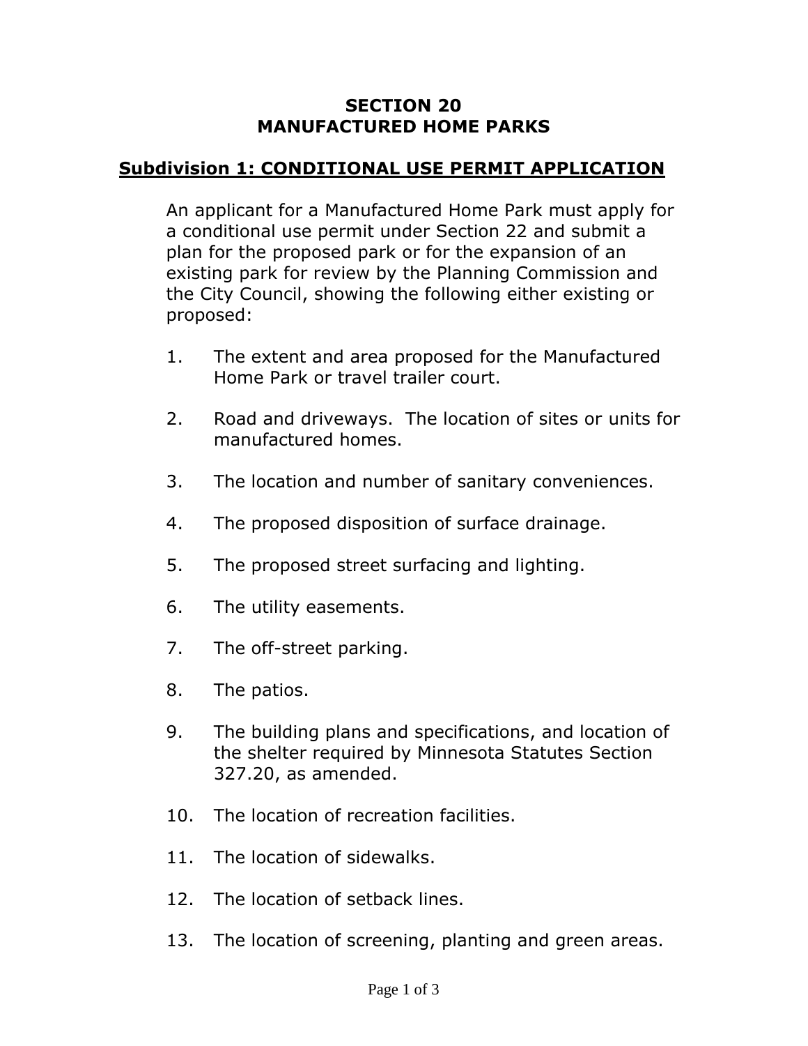# SECTION 20
# MANUFACTURED HOME PARKS

## Subdivision 1: CONDITIONAL USE PERMIT APPLICATION

An applicant for a Manufactured Home Park must apply for a conditional use permit under Section 22 and submit a plan for the proposed park or for the expansion of an existing park for review by the Planning Commission and the City Council, showing the following either existing or proposed:

1. The extent and area proposed for the Manufactured Home Park or travel trailer court.
2. Road and driveways. The location of sites or units for manufactured homes.
3. The location and number of sanitary conveniences.
4. The proposed disposition of surface drainage.
5. The proposed street surfacing and lighting.
6. The utility easements.
7. The off-street parking.
8. The patios.
9. The building plans and specifications, and location of the shelter required by Minnesota Statutes Section 327.20, as amended.
10. The location of recreation facilities.
11. The location of sidewalks.
12. The location of setback lines.
13. The location of screening, planting and green areas.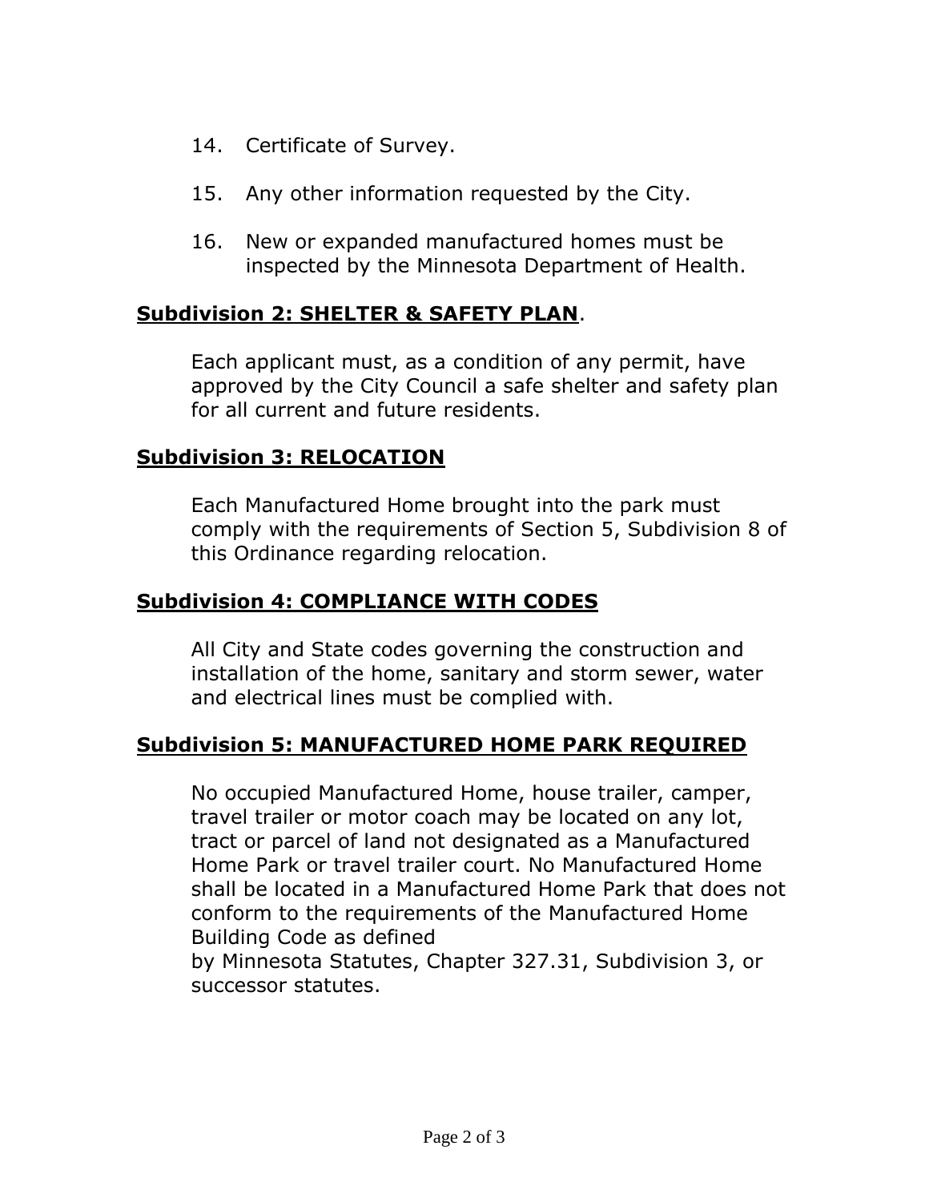14. Certificate of Survey.

15. Any other information requested by the City.

16. New or expanded manufactured homes must be inspected by the Minnesota Department of Health.

## **Subdivision 2: SHELTER & SAFETY PLAN**.

Each applicant must, as a condition of any permit, have approved by the City Council a safe shelter and safety plan for all current and future residents.

## **Subdivision 3: RELOCATION**

Each Manufactured Home brought into the park must comply with the requirements of Section 5, Subdivision 8 of this Ordinance regarding relocation.

## **Subdivision 4: COMPLIANCE WITH CODES**

All City and State codes governing the construction and installation of the home, sanitary and storm sewer, water and electrical lines must be complied with.

## **Subdivision 5: MANUFACTURED HOME PARK REQUIRED**

No occupied Manufactured Home, house trailer, camper, travel trailer or motor coach may be located on any lot, tract or parcel of land not designated as a Manufactured Home Park or travel trailer court. No Manufactured Home shall be located in a Manufactured Home Park that does not conform to the requirements of the Manufactured Home Building Code as defined by Minnesota Statutes, Chapter 327.31, Subdivision 3, or successor statutes.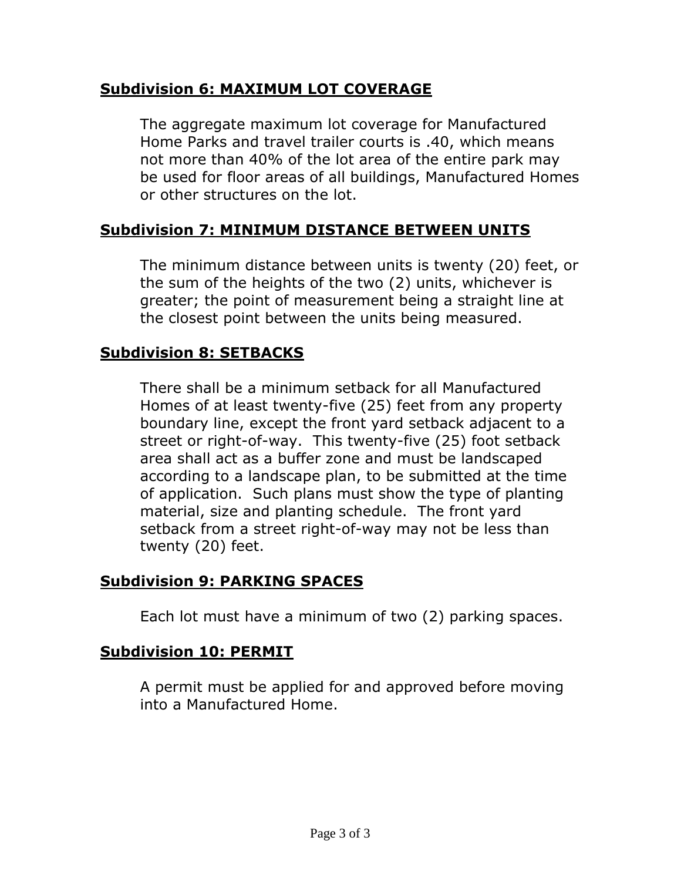## Subdivision 6: MAXIMUM LOT COVERAGE

The aggregate maximum lot coverage for Manufactured Home Parks and travel trailer courts is .40, which means not more than 40% of the lot area of the entire park may be used for floor areas of all buildings, Manufactured Homes or other structures on the lot.

## Subdivision 7: MINIMUM DISTANCE BETWEEN UNITS

The minimum distance between units is twenty (20) feet, or the sum of the heights of the two (2) units, whichever is greater; the point of measurement being a straight line at the closest point between the units being measured.

## Subdivision 8: SETBACKS

There shall be a minimum setback for all Manufactured Homes of at least twenty-five (25) feet from any property boundary line, except the front yard setback adjacent to a street or right-of-way. This twenty-five (25) foot setback area shall act as a buffer zone and must be landscaped according to a landscape plan, to be submitted at the time of application. Such plans must show the type of planting material, size and planting schedule. The front yard setback from a street right-of-way may not be less than twenty (20) feet.

## Subdivision 9: PARKING SPACES

Each lot must have a minimum of two (2) parking spaces.

## Subdivision 10: PERMIT

A permit must be applied for and approved before moving into a Manufactured Home.